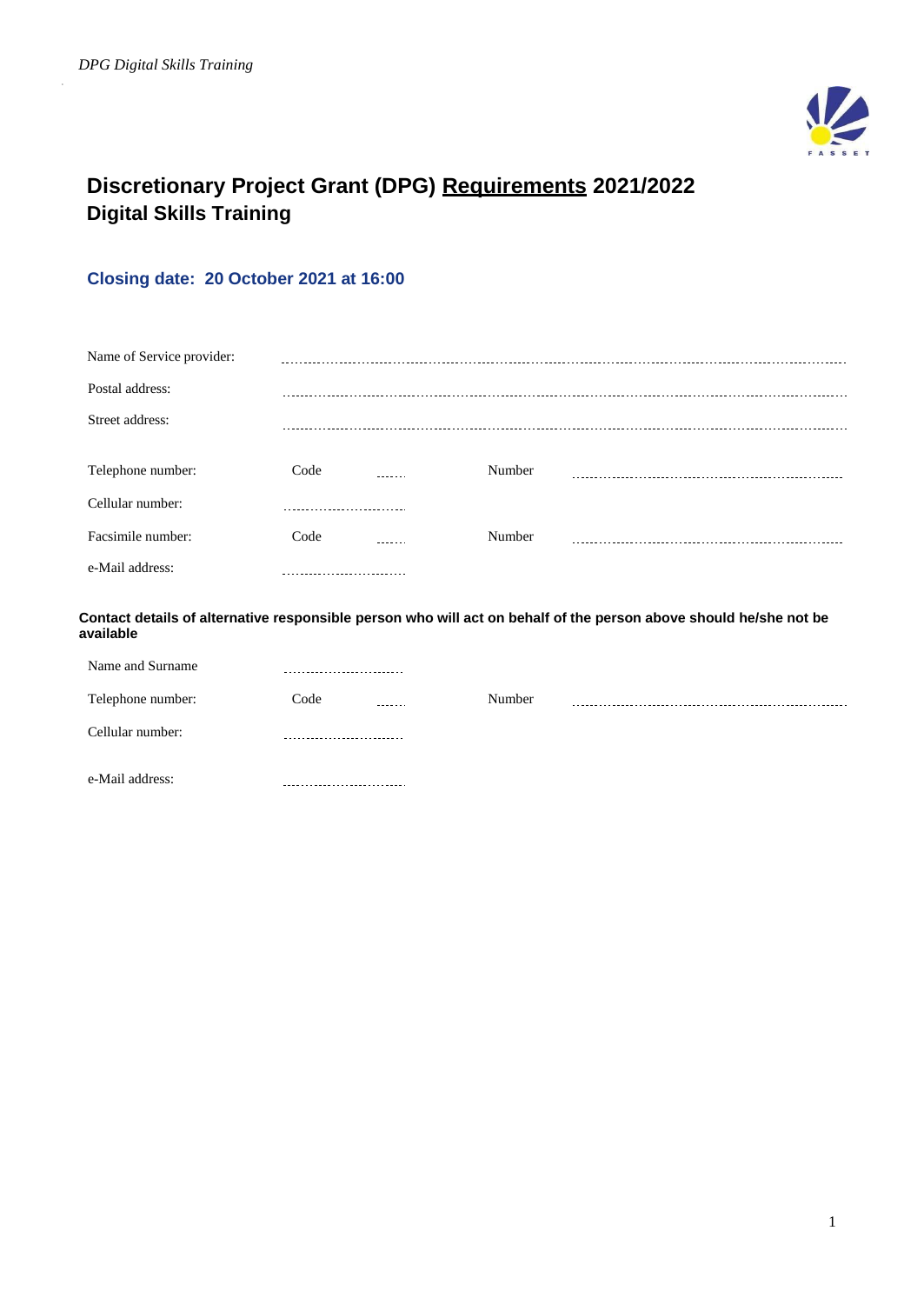# Discretionary Project Grant (DPG) <u>Requirements</u> 2021/2022
## Digital Skills Training

### Closing date: 20 October 2021 at 16:00

| | | | | |
|---|---|---|---|---|
| Name of Service provider: | ................................................................ | | | |
| Postal address: | ................................................................ | | | |
| Street address: | ................................................................ | | | |
| Telephone number: | Code | ...... | Number | ............................................ |
| Cellular number: | ........................... | | | |
| Facsimile number: | Code | ...... | Number | ............................................ |
| e-Mail address: | ........................... | | | |

**Contact details of alternative responsible person who will act on behalf of the person above should he/she not be available**

| | | | | |
|---|---|---|---|---|
| Name and Surname | ........................... | | | |
| Telephone number: | Code | ...... | Number | ............................................ |
| Cellular number: | ........................... | | | |
| e-Mail address: | ........................... | | | |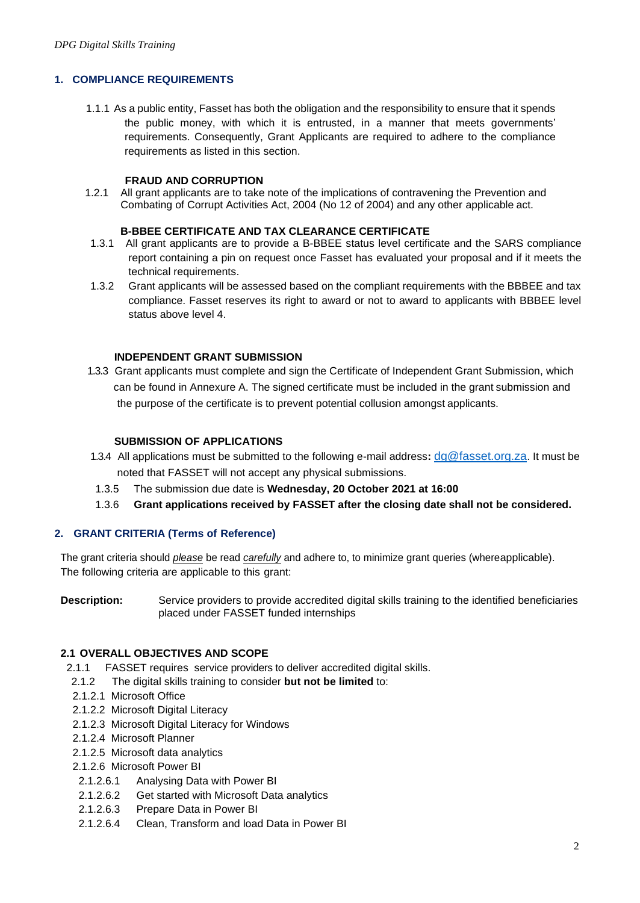## 1. COMPLIANCE REQUIREMENTS

1.1.1 As a public entity, Fasset has both the obligation and the responsibility to ensure that it spends the public money, with which it is entrusted, in a manner that meets governments' requirements. Consequently, Grant Applicants are required to adhere to the compliance requirements as listed in this section.

### FRAUD AND CORRUPTION

1.2.1 All grant applicants are to take note of the implications of contravening the Prevention and Combating of Corrupt Activities Act, 2004 (No 12 of 2004) and any other applicable act.

### B-BBEE CERTIFICATE AND TAX CLEARANCE CERTIFICATE

1.3.1 All grant applicants are to provide a B-BBEE status level certificate and the SARS compliance report containing a pin on request once Fasset has evaluated your proposal and if it meets the technical requirements.

1.3.2 Grant applicants will be assessed based on the compliant requirements with the BBBEE and tax compliance. Fasset reserves its right to award or not to award to applicants with BBBEE level status above level 4.

### INDEPENDENT GRANT SUBMISSION

1.3.3 Grant applicants must complete and sign the Certificate of Independent Grant Submission, which can be found in Annexure A. The signed certificate must be included in the grant submission and the purpose of the certificate is to prevent potential collusion amongst applicants.

### SUBMISSION OF APPLICATIONS

1.3.4 All applications must be submitted to the following e-mail address**:** dg@fasset.org.za. It must be noted that FASSET will not accept any physical submissions.

1.3.5 The submission due date is **Wednesday, 20 October 2021 at 16:00**

1.3.6 **Grant applications received by FASSET after the closing date shall not be considered.**

## 2. GRANT CRITERIA (Terms of Reference)

The grant criteria should *please* be read *carefully* and adhere to, to minimize grant queries (whereapplicable). The following criteria are applicable to this grant:

**Description:** Service providers to provide accredited digital skills training to the identified beneficiaries placed under FASSET funded internships

### 2.1 OVERALL OBJECTIVES AND SCOPE

2.1.1 FASSET requires service providers to deliver accredited digital skills.

2.1.2 The digital skills training to consider **but not be limited** to:

- 2.1.2.1 Microsoft Office
- 2.1.2.2 Microsoft Digital Literacy
- 2.1.2.3 Microsoft Digital Literacy for Windows
- 2.1.2.4 Microsoft Planner
- 2.1.2.5 Microsoft data analytics
- 2.1.2.6 Microsoft Power BI
  - 2.1.2.6.1 Analysing Data with Power BI
  - 2.1.2.6.2 Get started with Microsoft Data analytics
  - 2.1.2.6.3 Prepare Data in Power BI
  - 2.1.2.6.4 Clean, Transform and load Data in Power BI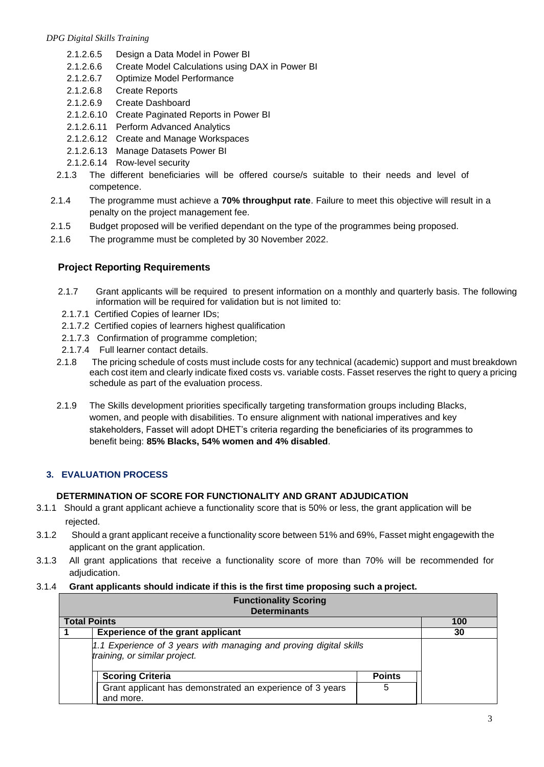- 2.1.2.6.5 Design a Data Model in Power BI
- 2.1.2.6.6 Create Model Calculations using DAX in Power BI
- 2.1.2.6.7 Optimize Model Performance
- 2.1.2.6.8 Create Reports
- 2.1.2.6.9 Create Dashboard
- 2.1.2.6.10 Create Paginated Reports in Power BI
- 2.1.2.6.11 Perform Advanced Analytics
- 2.1.2.6.12 Create and Manage Workspaces
- 2.1.2.6.13 Manage Datasets Power BI
- 2.1.2.6.14 Row-level security

2.1.3 The different beneficiaries will be offered course/s suitable to their needs and level of competence.

2.1.4 The programme must achieve a **70% throughput rate**. Failure to meet this objective will result in a penalty on the project management fee.

2.1.5 Budget proposed will be verified dependant on the type of the programmes being proposed.

2.1.6 The programme must be completed by 30 November 2022.

## Project Reporting Requirements

2.1.7 Grant applicants will be required to present information on a monthly and quarterly basis. The following information will be required for validation but is not limited to:

- 2.1.7.1 Certified Copies of learner IDs;
- 2.1.7.2 Certified copies of learners highest qualification
- 2.1.7.3 Confirmation of programme completion;
- 2.1.7.4 Full learner contact details.

2.1.8 The pricing schedule of costs must include costs for any technical (academic) support and must breakdown each cost item and clearly indicate fixed costs vs. variable costs. Fasset reserves the right to query a pricing schedule as part of the evaluation process.

2.1.9 The Skills development priorities specifically targeting transformation groups including Blacks, women, and people with disabilities. To ensure alignment with national imperatives and key stakeholders, Fasset will adopt DHET's criteria regarding the beneficiaries of its programmes to benefit being: **85% Blacks, 54% women and 4% disabled**.

## 3. EVALUATION PROCESS

### DETERMINATION OF SCORE FOR FUNCTIONALITY AND GRANT ADJUDICATION

3.1.1 Should a grant applicant achieve a functionality score that is 50% or less, the grant application will be rejected.

3.1.2 Should a grant applicant receive a functionality score between 51% and 69%, Fasset might engagewith the applicant on the grant application.

3.1.3 All grant applications that receive a functionality score of more than 70% will be recommended for adjudication.

3.1.4 **Grant applicants should indicate if this is the first time proposing such a project.**

| **Functionality Scoring Determinants** | | | |
|---|---|---|---|
| **Total Points** | | | **100** |
| **1** | **Experience of the grant applicant** | | **30** |
| | *1.1 Experience of 3 years with managing and proving digital skills training, or similar project.* | | |
| | **Scoring Criteria** | **Points** | |
| | Grant applicant has demonstrated an experience of 3 years and more. | 5 | |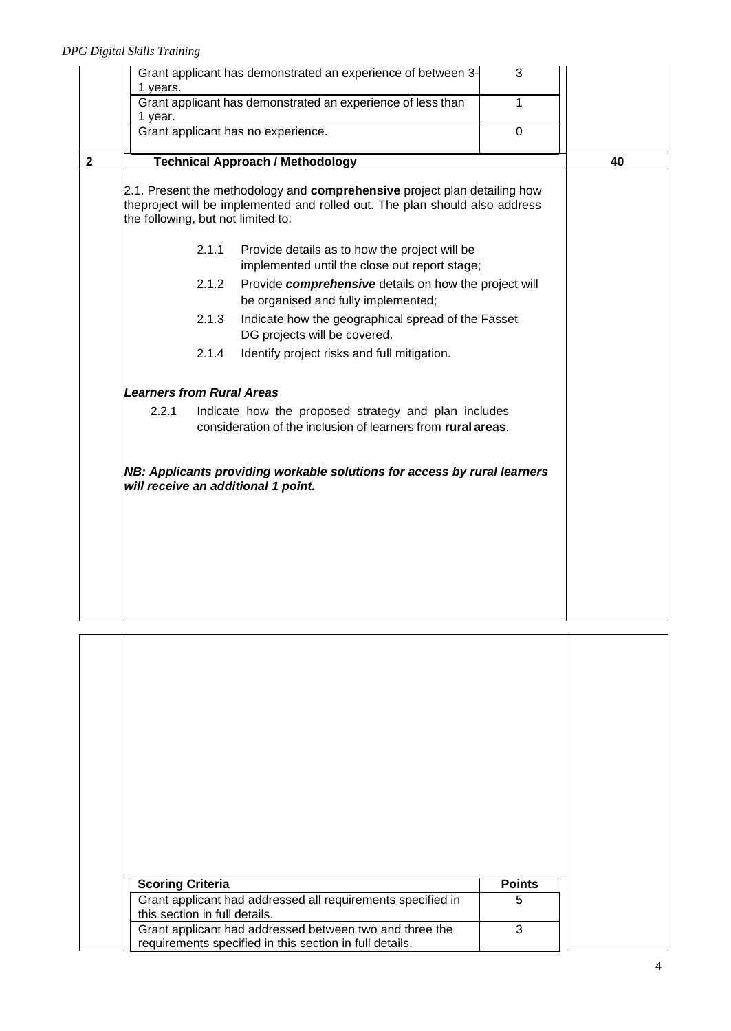| Scoring Criteria | Points |
|---|---|
| Grant applicant has demonstrated an experience of between 3-1 years. | 3 |
| Grant applicant has demonstrated an experience of less than 1 year. | 1 |
| Grant applicant has no experience. | 0 |

| | | |
|---|---|---|
| **2** | **Technical Approach / Methodology** | **40** |

2.1. Present the methodology and **comprehensive** project plan detailing how theproject will be implemented and rolled out. The plan should also address the following, but not limited to:

- 2.1.1 Provide details as to how the project will be implemented until the close out report stage;
- 2.1.2 Provide ***comprehensive*** details on how the project will be organised and fully implemented;
- 2.1.3 Indicate how the geographical spread of the Fasset DG projects will be covered.
- 2.1.4 Identify project risks and full mitigation.

***Learners from Rural Areas***

- 2.2.1 Indicate how the proposed strategy and plan includes consideration of the inclusion of learners from **rural areas**.

***NB: Applicants providing workable solutions for access by rural learners will receive an additional 1 point.***

| Scoring Criteria | Points |
|---|---|
| Grant applicant had addressed all requirements specified in this section in full details. | 5 |
| Grant applicant had addressed between two and three the requirements specified in this section in full details. | 3 |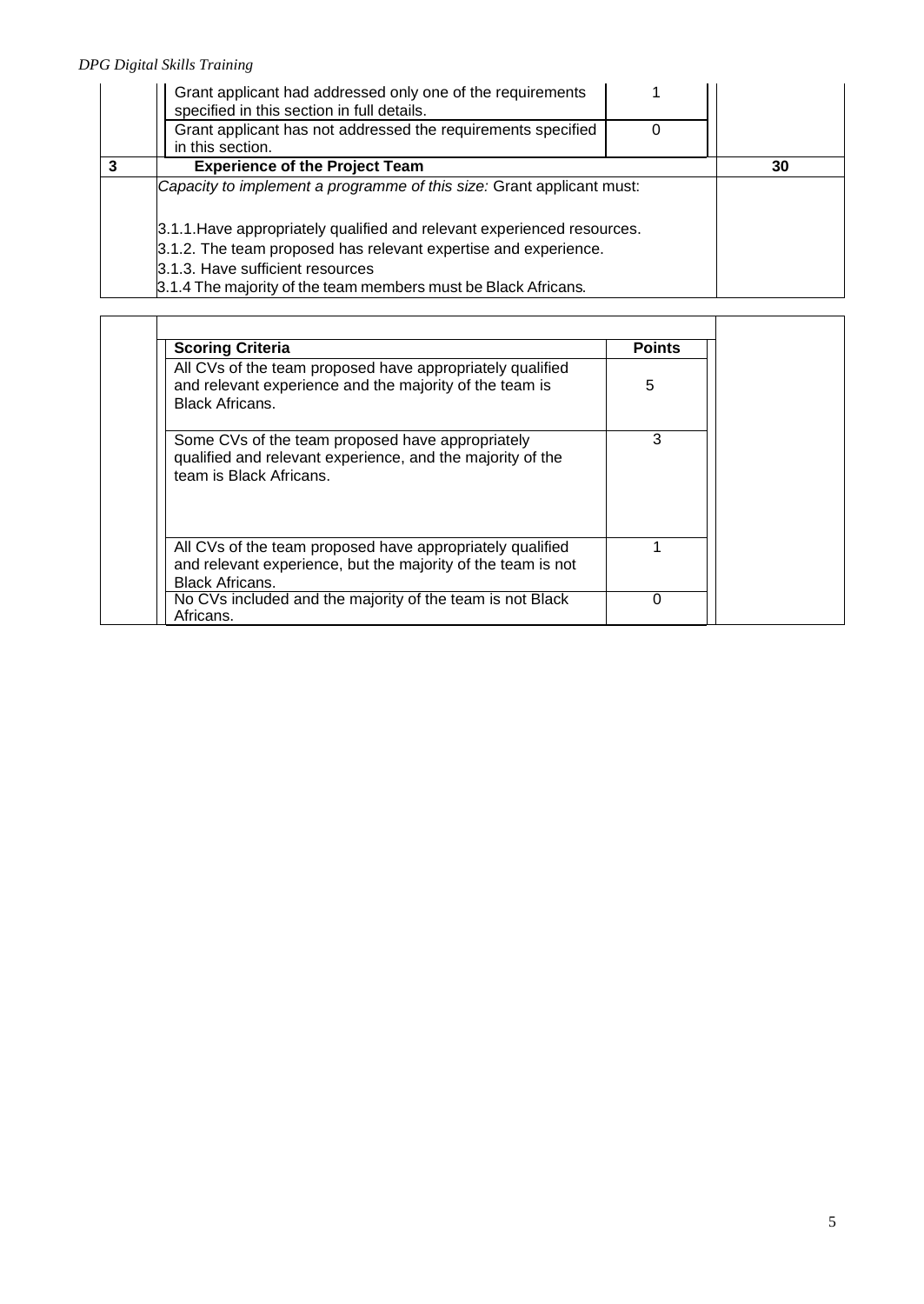| | | | |
|---|---|---|---|
| | Grant applicant had addressed only one of the requirements specified in this section in full details. | 1 | |
| | Grant applicant has not addressed the requirements specified in this section. | 0 | |
| **3** | **Experience of the Project Team** | | **30** |
| | *Capacity to implement a programme of this size:* Grant applicant must:<br><br>3.1.1.Have appropriately qualified and relevant experienced resources.<br>3.1.2. The team proposed has relevant expertise and experience.<br>3.1.3. Have sufficient resources<br>3.1.4 The majority of the team members must be Black Africans. | | |

| Scoring Criteria | Points |
|---|---|
| All CVs of the team proposed have appropriately qualified and relevant experience and the majority of the team is Black Africans. | 5 |
| Some CVs of the team proposed have appropriately qualified and relevant experience, and the majority of the team is Black Africans. | 3 |
| All CVs of the team proposed have appropriately qualified and relevant experience, but the majority of the team is not Black Africans. | 1 |
| No CVs included and the majority of the team is not Black Africans. | 0 |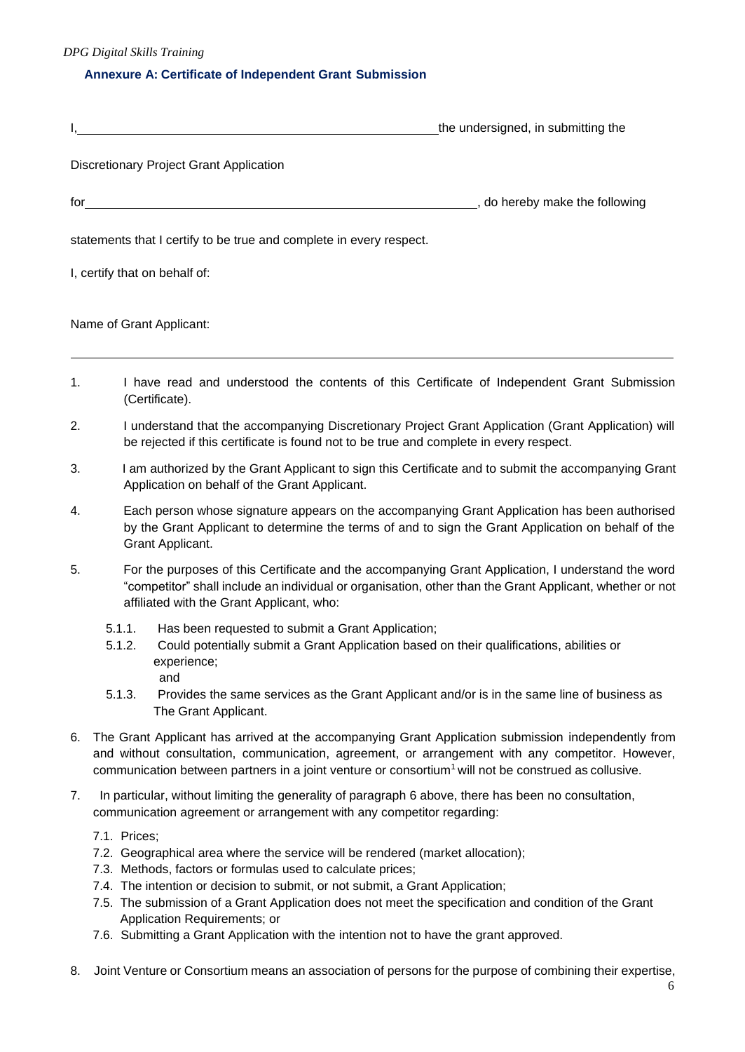## Annexure A: Certificate of Independent Grant Submission

I, \_\_\_\_\_\_\_\_\_\_\_\_\_\_\_\_\_\_\_\_\_\_\_\_\_\_\_\_\_\_\_\_\_\_\_\_\_\_\_\_ the undersigned, in submitting the

Discretionary Project Grant Application

for \_\_\_\_\_\_\_\_\_\_\_\_\_\_\_\_\_\_\_\_\_\_\_\_\_\_\_\_\_\_\_\_\_\_\_\_\_\_\_\_\_\_\_\_, do hereby make the following

statements that I certify to be true and complete in every respect.

I, certify that on behalf of:

Name of Grant Applicant:

\_\_\_\_\_\_\_\_\_\_\_\_\_\_\_\_\_\_\_\_\_\_\_\_\_\_\_\_\_\_\_\_\_\_\_\_\_\_\_\_\_\_\_\_\_\_\_\_\_\_\_\_\_\_\_\_\_\_\_\_\_\_\_\_\_\_\_\_\_\_\_\_

1. I have read and understood the contents of this Certificate of Independent Grant Submission (Certificate).
2. I understand that the accompanying Discretionary Project Grant Application (Grant Application) will be rejected if this certificate is found not to be true and complete in every respect.
3. I am authorized by the Grant Applicant to sign this Certificate and to submit the accompanying Grant Application on behalf of the Grant Applicant.
4. Each person whose signature appears on the accompanying Grant Application has been authorised by the Grant Applicant to determine the terms of and to sign the Grant Application on behalf of the Grant Applicant.
5. For the purposes of this Certificate and the accompanying Grant Application, I understand the word "competitor" shall include an individual or organisation, other than the Grant Applicant, whether or not affiliated with the Grant Applicant, who:
   - 5.1.1. Has been requested to submit a Grant Application;
   - 5.1.2. Could potentially submit a Grant Application based on their qualifications, abilities or experience;
     and
   - 5.1.3. Provides the same services as the Grant Applicant and/or is in the same line of business as The Grant Applicant.
6. The Grant Applicant has arrived at the accompanying Grant Application submission independently from and without consultation, communication, agreement, or arrangement with any competitor. However, communication between partners in a joint venture or consortium[1] will not be construed as collusive.
7. In particular, without limiting the generality of paragraph 6 above, there has been no consultation, communication agreement or arrangement with any competitor regarding:
   - 7.1. Prices;
   - 7.2. Geographical area where the service will be rendered (market allocation);
   - 7.3. Methods, factors or formulas used to calculate prices;
   - 7.4. The intention or decision to submit, or not submit, a Grant Application;
   - 7.5. The submission of a Grant Application does not meet the specification and condition of the Grant Application Requirements; or
   - 7.6. Submitting a Grant Application with the intention not to have the grant approved.
8. Joint Venture or Consortium means an association of persons for the purpose of combining their expertise,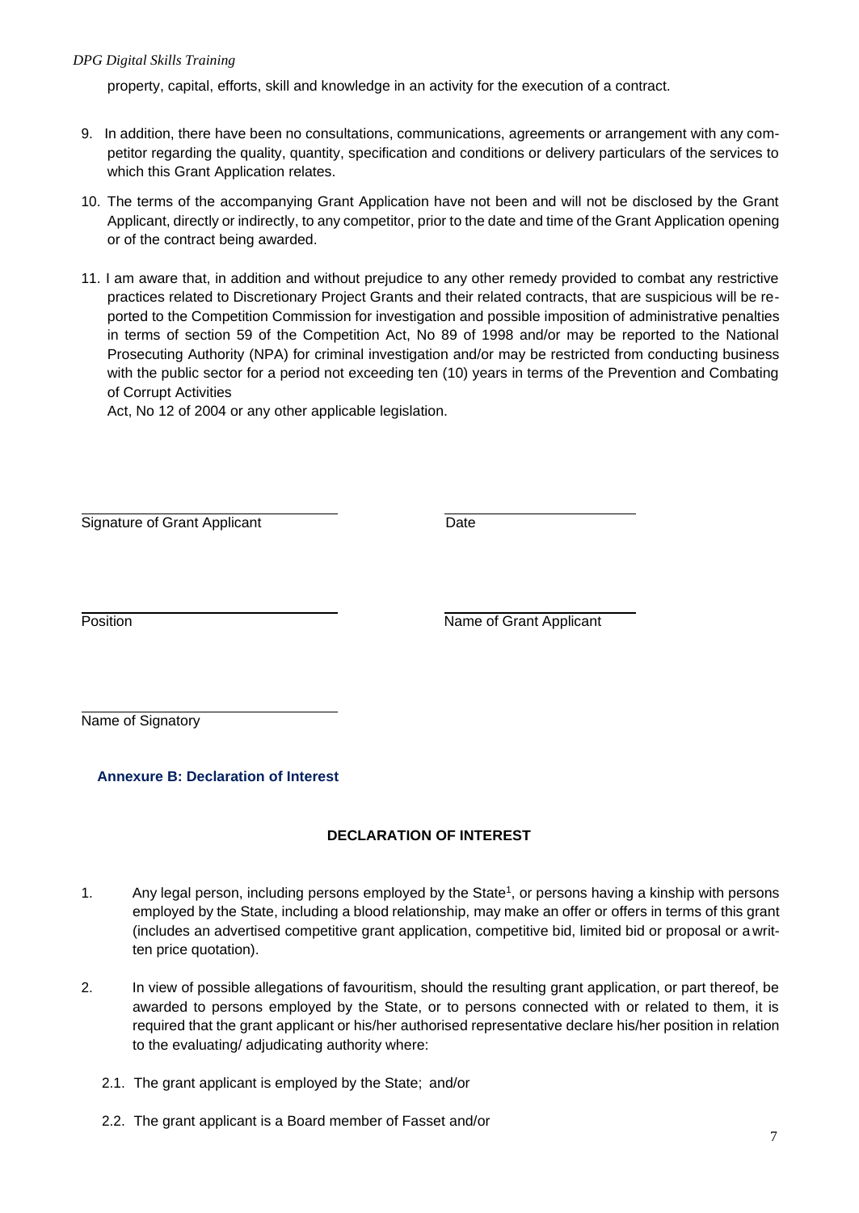property, capital, efforts, skill and knowledge in an activity for the execution of a contract.

9. In addition, there have been no consultations, communications, agreements or arrangement with any competitor regarding the quality, quantity, specification and conditions or delivery particulars of the services to which this Grant Application relates.

10. The terms of the accompanying Grant Application have not been and will not be disclosed by the Grant Applicant, directly or indirectly, to any competitor, prior to the date and time of the Grant Application opening or of the contract being awarded.

11. I am aware that, in addition and without prejudice to any other remedy provided to combat any restrictive practices related to Discretionary Project Grants and their related contracts, that are suspicious will be reported to the Competition Commission for investigation and possible imposition of administrative penalties in terms of section 59 of the Competition Act, No 89 of 1998 and/or may be reported to the National Prosecuting Authority (NPA) for criminal investigation and/or may be restricted from conducting business with the public sector for a period not exceeding ten (10) years in terms of the Prevention and Combating of Corrupt Activities
Act, No 12 of 2004 or any other applicable legislation.

Signature of Grant Applicant

Date

Position

Name of Grant Applicant

Name of Signatory

### Annexure B: Declaration of Interest

**DECLARATION OF INTEREST**

1. Any legal person, including persons employed by the State[1], or persons having a kinship with persons employed by the State, including a blood relationship, may make an offer or offers in terms of this grant (includes an advertised competitive grant application, competitive bid, limited bid or proposal or a written price quotation).

2. In view of possible allegations of favouritism, should the resulting grant application, or part thereof, be awarded to persons employed by the State, or to persons connected with or related to them, it is required that the grant applicant or his/her authorised representative declare his/her position in relation to the evaluating/ adjudicating authority where:

   2.1. The grant applicant is employed by the State; and/or

   2.2. The grant applicant is a Board member of Fasset and/or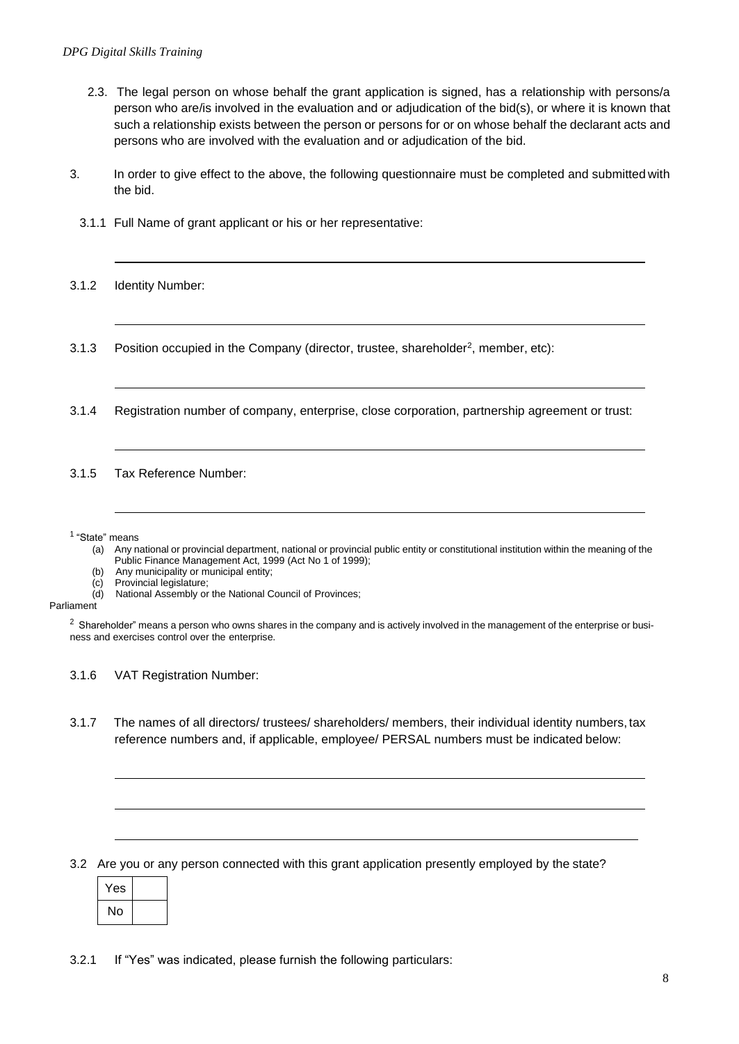2.3. The legal person on whose behalf the grant application is signed, has a relationship with persons/a person who are/is involved in the evaluation and or adjudication of the bid(s), or where it is known that such a relationship exists between the person or persons for or on whose behalf the declarant acts and persons who are involved with the evaluation and or adjudication of the bid.

3. In order to give effect to the above, the following questionnaire must be completed and submitted with the bid.

3.1.1 Full Name of grant applicant or his or her representative:

_______________________________________________

3.1.2 Identity Number:

_______________________________________________

3.1.3 Position occupied in the Company (director, trustee, shareholder[2], member, etc):

_______________________________________________

3.1.4 Registration number of company, enterprise, close corporation, partnership agreement or trust:

_______________________________________________

3.1.5 Tax Reference Number:

_______________________________________________

[1] "State" means

(a) Any national or provincial department, national or provincial public entity or constitutional institution within the meaning of the Public Finance Management Act, 1999 (Act No 1 of 1999);
(b) Any municipality or municipal entity;
(c) Provincial legislature;
(d) National Assembly or the National Council of Provinces;

Parliament

[2] Shareholder" means a person who owns shares in the company and is actively involved in the management of the enterprise or business and exercises control over the enterprise.

3.1.6 VAT Registration Number:

3.1.7 The names of all directors/ trustees/ shareholders/ members, their individual identity numbers, tax reference numbers and, if applicable, employee/ PERSAL numbers must be indicated below:

_______________________________________________

_______________________________________________

_______________________________________________

3.2 Are you or any person connected with this grant application presently employed by the state?

| Yes | |
|---|---|
| No | |

3.2.1 If "Yes" was indicated, please furnish the following particulars: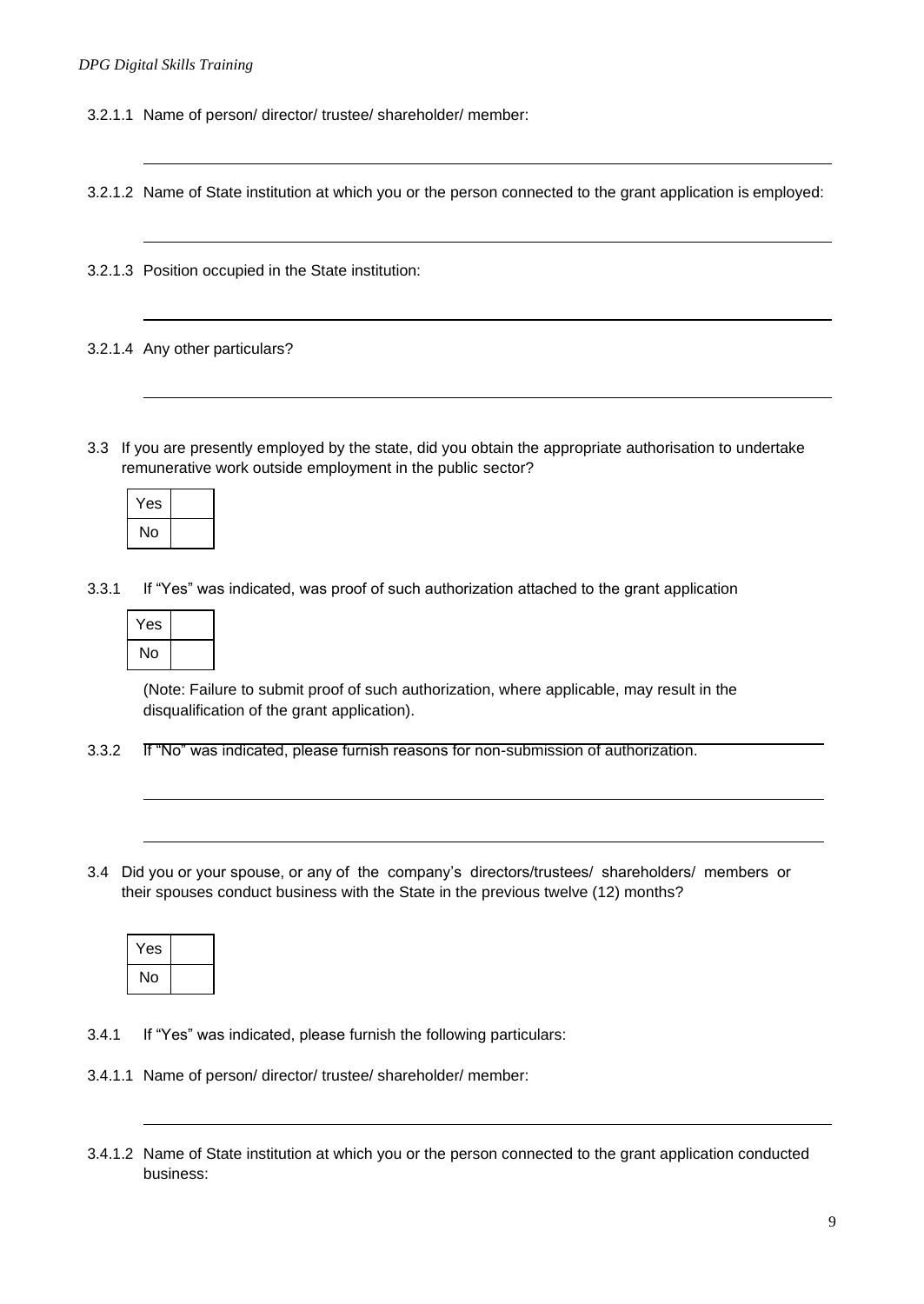3.2.1.1 Name of person/ director/ trustee/ shareholder/ member:

______________________________________________________________________

3.2.1.2 Name of State institution at which you or the person connected to the grant application is employed:

______________________________________________________________________

3.2.1.3 Position occupied in the State institution:

______________________________________________________________________

3.2.1.4 Any other particulars?

______________________________________________________________________

3.3 If you are presently employed by the state, did you obtain the appropriate authorisation to undertake remunerative work outside employment in the public sector?

| Yes | |
|---|---|
| No | |

3.3.1 If "Yes" was indicated, was proof of such authorization attached to the grant application

| Yes | |
|---|---|
| No | |

(Note: Failure to submit proof of such authorization, where applicable, may result in the disqualification of the grant application).

3.3.2 If "No" was indicated, please furnish reasons for non-submission of authorization.

______________________________________________________________________

______________________________________________________________________

3.4 Did you or your spouse, or any of the company's directors/trustees/ shareholders/ members or their spouses conduct business with the State in the previous twelve (12) months?

| Yes | |
|---|---|
| No | |

3.4.1 If "Yes" was indicated, please furnish the following particulars:

3.4.1.1 Name of person/ director/ trustee/ shareholder/ member:

______________________________________________________________________

3.4.1.2 Name of State institution at which you or the person connected to the grant application conducted business: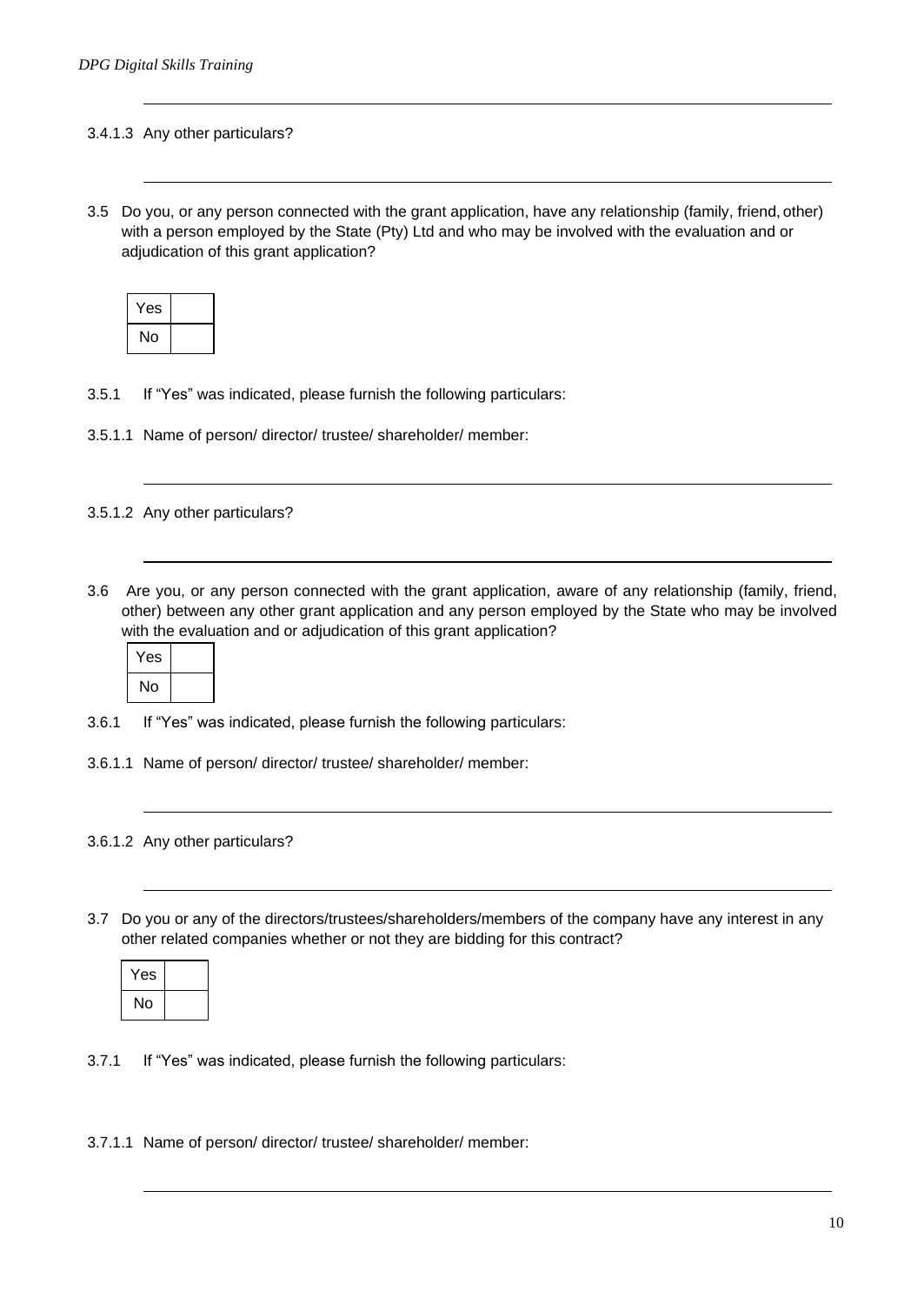3.4.1.3 Any other particulars?

---

3.5 Do you, or any person connected with the grant application, have any relationship (family, friend, other) with a person employed by the State (Pty) Ltd and who may be involved with the evaluation and or adjudication of this grant application?

| Yes | |
|---|---|
| No | |

3.5.1 If "Yes" was indicated, please furnish the following particulars:

3.5.1.1 Name of person/ director/ trustee/ shareholder/ member:

---

3.5.1.2 Any other particulars?

---

3.6 Are you, or any person connected with the grant application, aware of any relationship (family, friend, other) between any other grant application and any person employed by the State who may be involved with the evaluation and or adjudication of this grant application?

| Yes | |
|---|---|
| No | |

3.6.1 If "Yes" was indicated, please furnish the following particulars:

3.6.1.1 Name of person/ director/ trustee/ shareholder/ member:

---

3.6.1.2 Any other particulars?

---

3.7 Do you or any of the directors/trustees/shareholders/members of the company have any interest in any other related companies whether or not they are bidding for this contract?

| Yes | |
|---|---|
| No | |

3.7.1 If "Yes" was indicated, please furnish the following particulars:

3.7.1.1 Name of person/ director/ trustee/ shareholder/ member:

---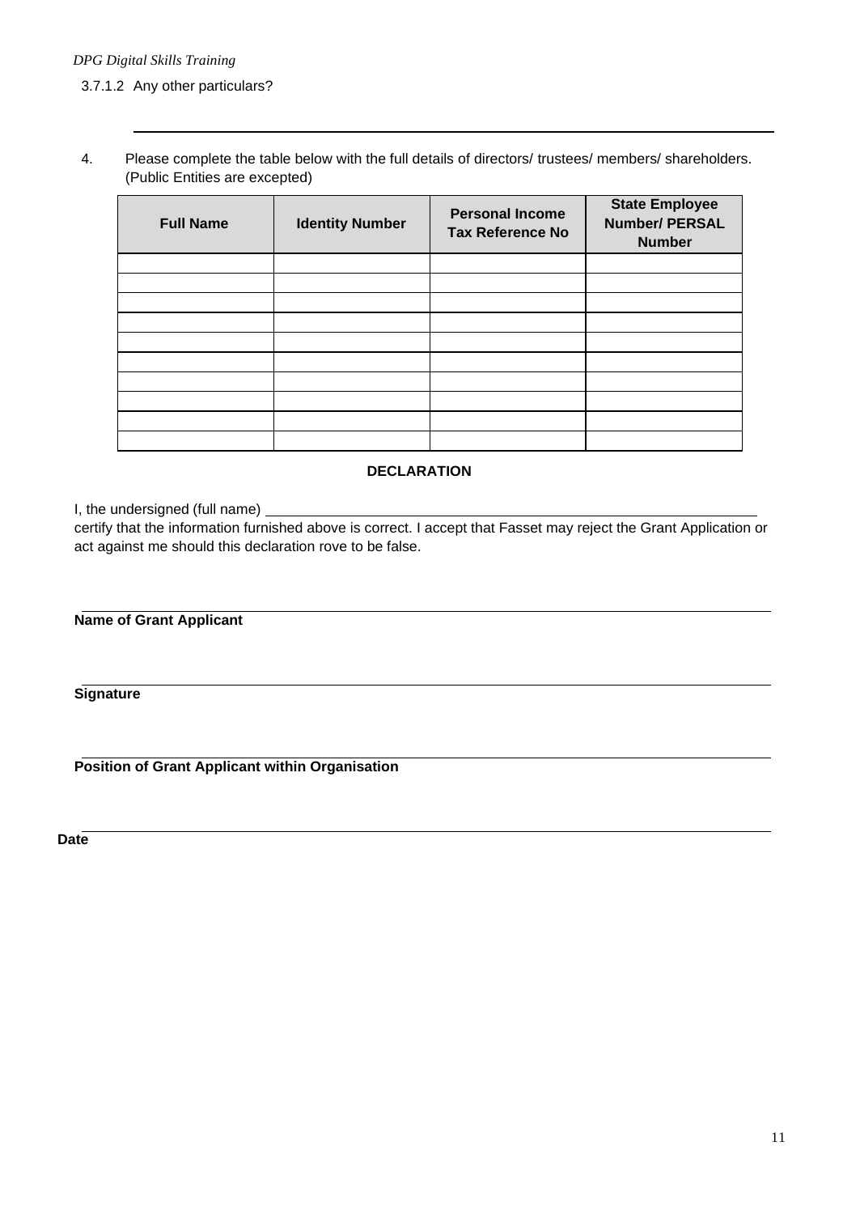3.7.1.2 Any other particulars?

\_\_\_\_\_\_\_\_\_\_\_\_\_\_\_\_\_\_\_\_\_\_\_\_\_\_\_\_\_\_\_\_\_\_\_\_\_\_\_\_\_\_\_\_\_\_\_\_\_\_\_\_\_\_\_\_\_\_\_\_

4. Please complete the table below with the full details of directors/ trustees/ members/ shareholders. (Public Entities are excepted)

| Full Name | Identity Number | Personal Income Tax Reference No | State Employee Number/ PERSAL Number |
|---|---|---|---|
| | | | |
| | | | |
| | | | |
| | | | |
| | | | |
| | | | |
| | | | |
| | | | |
| | | | |
| | | | |

**DECLARATION**

I, the undersigned (full name) \_\_\_\_\_\_\_\_\_\_\_\_\_\_\_\_\_\_\_\_\_\_\_\_\_\_\_\_\_\_\_\_\_\_\_\_\_\_\_\_\_\_\_\_\_\_\_\_\_\_\_\_\_\_\_\_\_\_\_\_ certify that the information furnished above is correct. I accept that Fasset may reject the Grant Application or act against me should this declaration rove to be false.

\_\_\_\_\_\_\_\_\_\_\_\_\_\_\_\_\_\_\_\_\_\_\_\_\_\_\_\_\_\_\_\_\_\_\_\_\_\_\_\_\_\_\_\_\_\_\_\_\_\_\_\_\_\_\_\_\_\_\_\_

**Name of Grant Applicant**

\_\_\_\_\_\_\_\_\_\_\_\_\_\_\_\_\_\_\_\_\_\_\_\_\_\_\_\_\_\_\_\_\_\_\_\_\_\_\_\_\_\_\_\_\_\_\_\_\_\_\_\_\_\_\_\_\_\_\_\_

**Signature**

\_\_\_\_\_\_\_\_\_\_\_\_\_\_\_\_\_\_\_\_\_\_\_\_\_\_\_\_\_\_\_\_\_\_\_\_\_\_\_\_\_\_\_\_\_\_\_\_\_\_\_\_\_\_\_\_\_\_\_\_

**Position of Grant Applicant within Organisation**

\_\_\_\_\_\_\_\_\_\_\_\_\_\_\_\_\_\_\_\_\_\_\_\_\_\_\_\_\_\_\_\_\_\_\_\_\_\_\_\_\_\_\_\_\_\_\_\_\_\_\_\_\_\_\_\_\_\_\_\_

**Date**